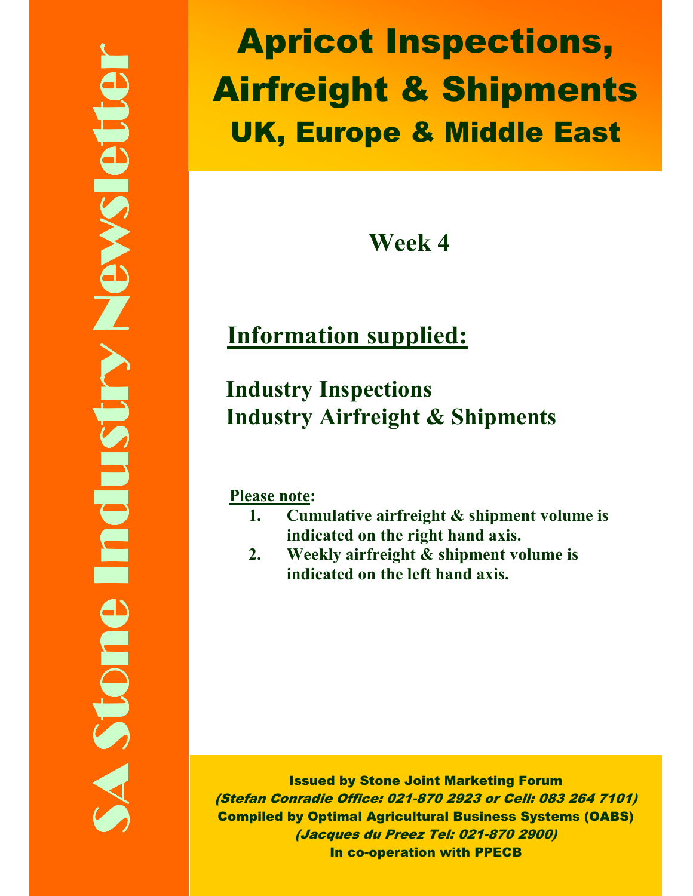SA Stone Industry Newsletter

# Apricot Inspections, Airfreight & Shipments

## UK, Europe & Middle East

## Week 4

## Information supplied:

**Industry Inspections**
**Industry Airfreight & Shipments**

**Please note:**

1. **Cumulative airfreight & shipment volume is indicated on the right hand axis.**
2. **Weekly airfreight & shipment volume is indicated on the left hand axis.**

**Issued by Stone Joint Marketing Forum**
***(Stefan Conradie Office: 021-870 2923 or Cell: 083 264 7101)***
**Compiled by Optimal Agricultural Business Systems (OABS)**
***(Jacques du Preez Tel: 021-870 2900)***
**In co-operation with PPECB**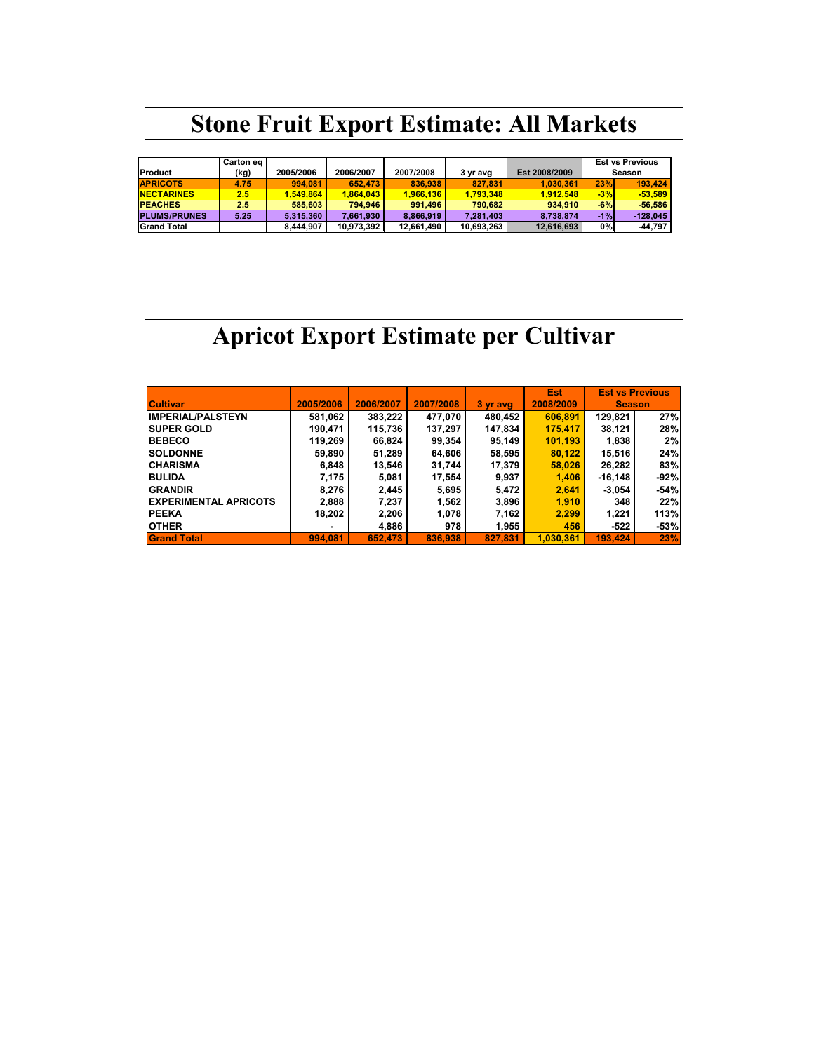# Stone Fruit Export Estimate: All Markets

| Product | Carton eq (kg) | 2005/2006 | 2006/2007 | 2007/2008 | 3 yr avg | Est 2008/2009 | Est vs Previous Season | |
|---|---|---|---|---|---|---|---|---|
| APRICOTS | 4.75 | 994,081 | 652,473 | 836,938 | 827,831 | 1,030,361 | 23% | 193,424 |
| NECTARINES | 2.5 | 1,549,864 | 1,864,043 | 1,966,136 | 1,793,348 | 1,912,548 | -3% | -53,589 |
| PEACHES | 2.5 | 585,603 | 794,946 | 991,496 | 790,682 | 934,910 | -6% | -56,586 |
| PLUMS/PRUNES | 5.25 | 5,315,360 | 7,661,930 | 8,866,919 | 7,281,403 | 8,738,874 | -1% | -128,045 |
| Grand Total | | 8,444,907 | 10,973,392 | 12,661,490 | 10,693,263 | 12,616,693 | 0% | -44,797 |

# Apricot Export Estimate per Cultivar

| Cultivar | 2005/2006 | 2006/2007 | 2007/2008 | 3 yr avg | Est 2008/2009 | Est vs Previous Season | |
|---|---|---|---|---|---|---|---|
| IMPERIAL/PALSTEYN | 581,062 | 383,222 | 477,070 | 480,452 | 606,891 | 129,821 | 27% |
| SUPER GOLD | 190,471 | 115,736 | 137,297 | 147,834 | 175,417 | 38,121 | 28% |
| BEBECO | 119,269 | 66,824 | 99,354 | 95,149 | 101,193 | 1,838 | 2% |
| SOLDONNE | 59,890 | 51,289 | 64,606 | 58,595 | 80,122 | 15,516 | 24% |
| CHARISMA | 6,848 | 13,546 | 31,744 | 17,379 | 58,026 | 26,282 | 83% |
| BULIDA | 7,175 | 5,081 | 17,554 | 9,937 | 1,406 | -16,148 | -92% |
| GRANDIR | 8,276 | 2,445 | 5,695 | 5,472 | 2,641 | -3,054 | -54% |
| EXPERIMENTAL APRICOTS | 2,888 | 7,237 | 1,562 | 3,896 | 1,910 | 348 | 22% |
| PEEKA | 18,202 | 2,206 | 1,078 | 7,162 | 2,299 | 1,221 | 113% |
| OTHER | - | 4,886 | 978 | 1,955 | 456 | -522 | -53% |
| Grand Total | 994,081 | 652,473 | 836,938 | 827,831 | 1,030,361 | 193,424 | 23% |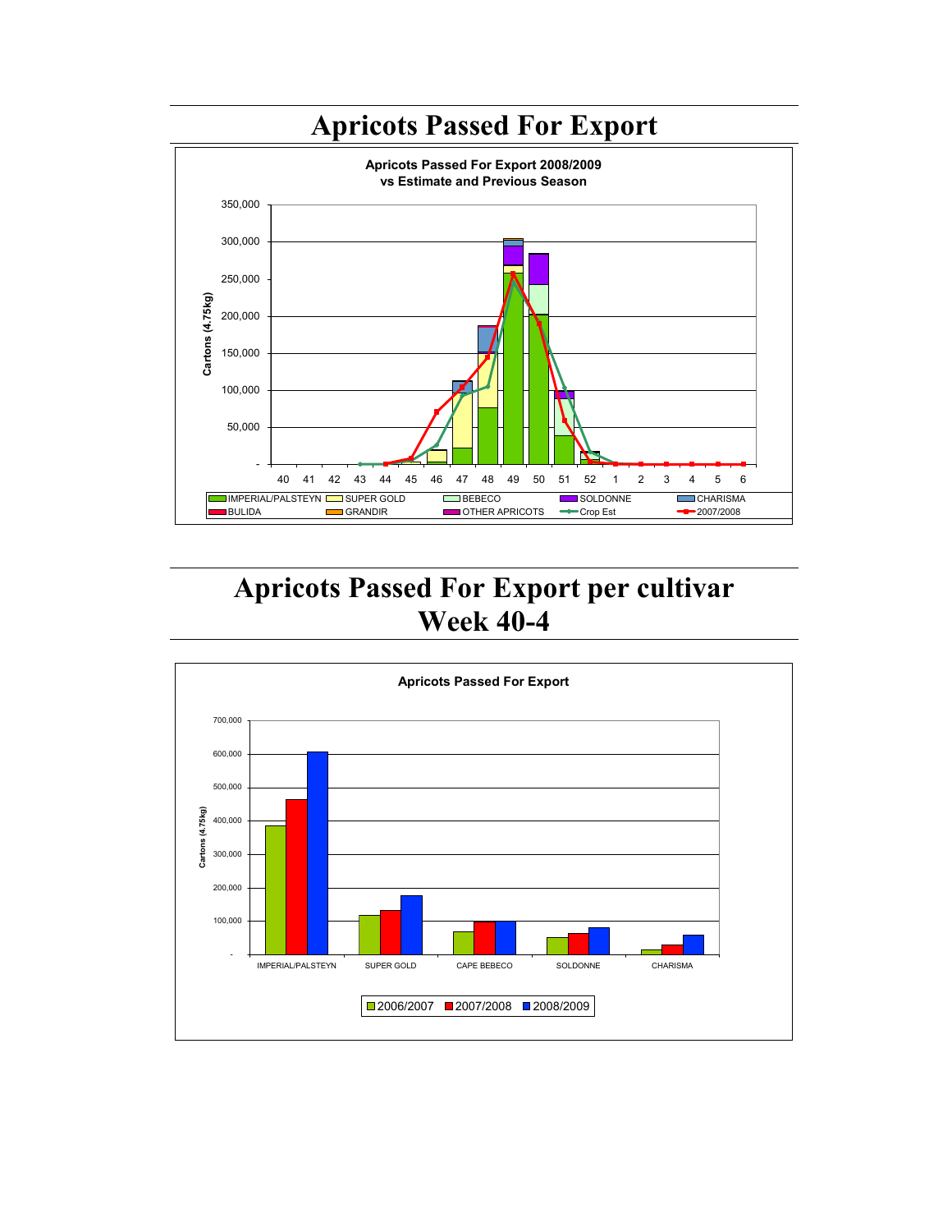# Apricots Passed For Export

**Apricots Passed For Export 2008/2009 vs Estimate and Previous Season**

Cartons (4.75kg)

350,000
300,000
250,000
200,000
150,000
100,000
50,000
-

40 41 42 43 44 45 46 47 48 49 50 51 52 1 2 3 4 5 6

IMPERIAL/PALSTEYN | SUPER GOLD | BEBECO | SOLDONNE | CHARISMA | BULIDA | GRANDIR | OTHER APRICOTS | Crop Est | 2007/2008

# Apricots Passed For Export per cultivar Week 40-4

**Apricots Passed For Export**

Cartons (4.75kg)

700,000
600,000
500,000
400,000
300,000
200,000
100,000
-

IMPERIAL/PALSTEYN | SUPER GOLD | CAPE BEBECO | SOLDONNE | CHARISMA

2006/2007 | 2007/2008 | 2008/2009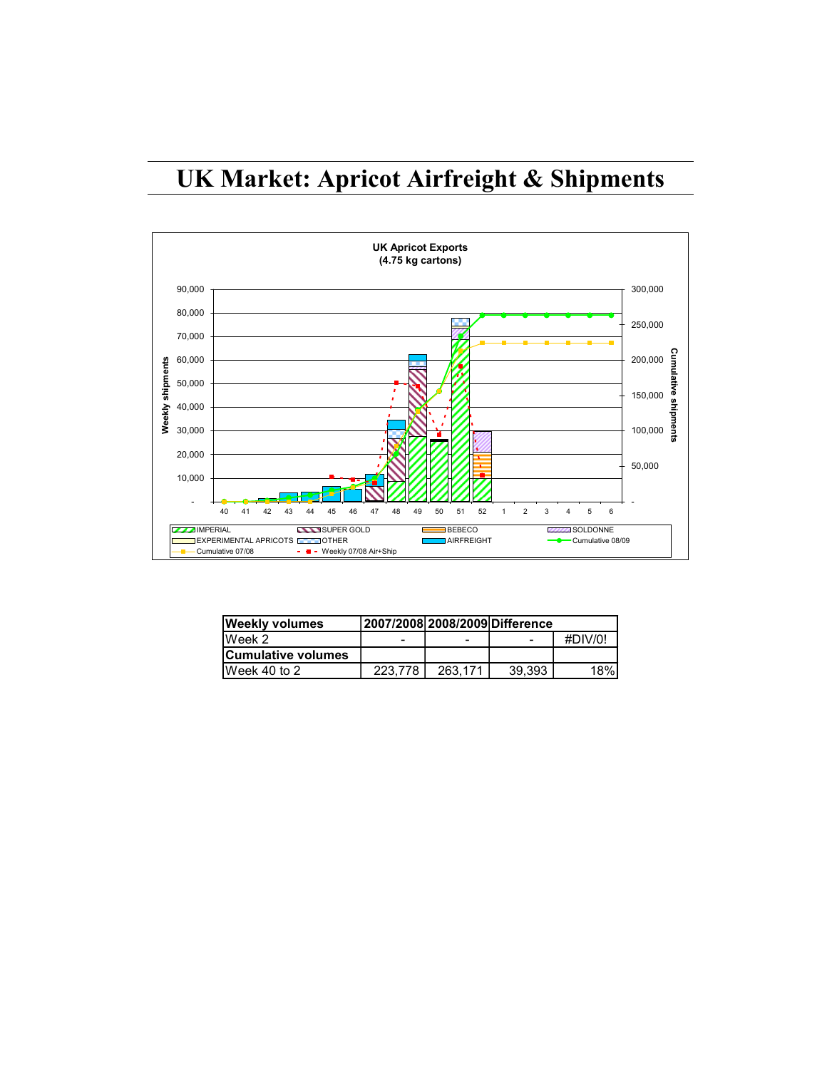# UK Market: Apricot Airfreight & Shipments

| Weekly volumes | 2007/2008 | 2008/2009 | Difference | |
|---|---|---|---|---|
| Week 2 | - | - | - | #DIV/0! |
| **Cumulative volumes** | | | | |
| Week 40 to 2 | 223,778 | 263,171 | 39,393 | 18% |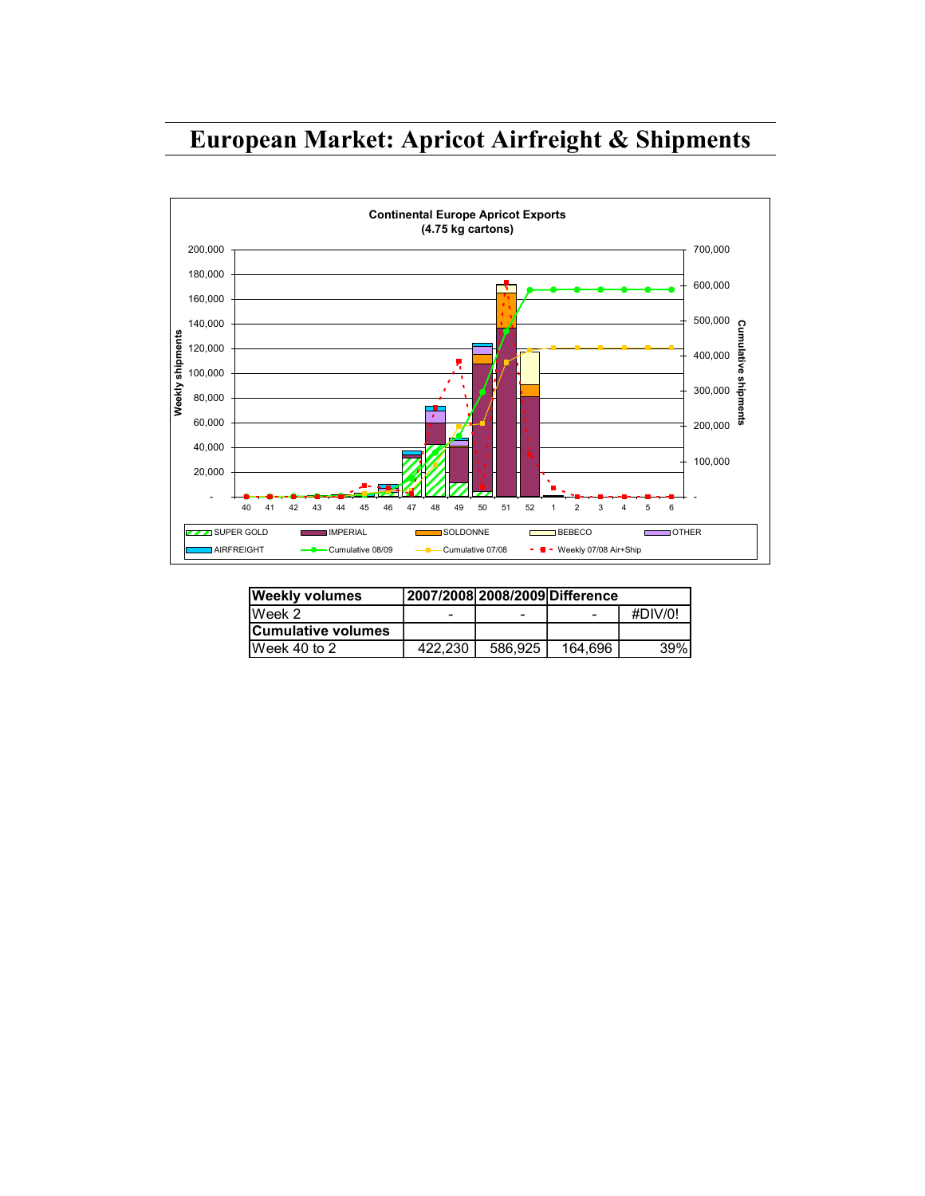# European Market: Apricot Airfreight & Shipments

| Weekly volumes | 2007/2008 | 2008/2009 | Difference | |
|---|---|---|---|---|
| Week 2 | - | - | - | #DIV/0! |
| **Cumulative volumes** | | | | |
| Week 40 to 2 | 422,230 | 586,925 | 164,696 | 39% |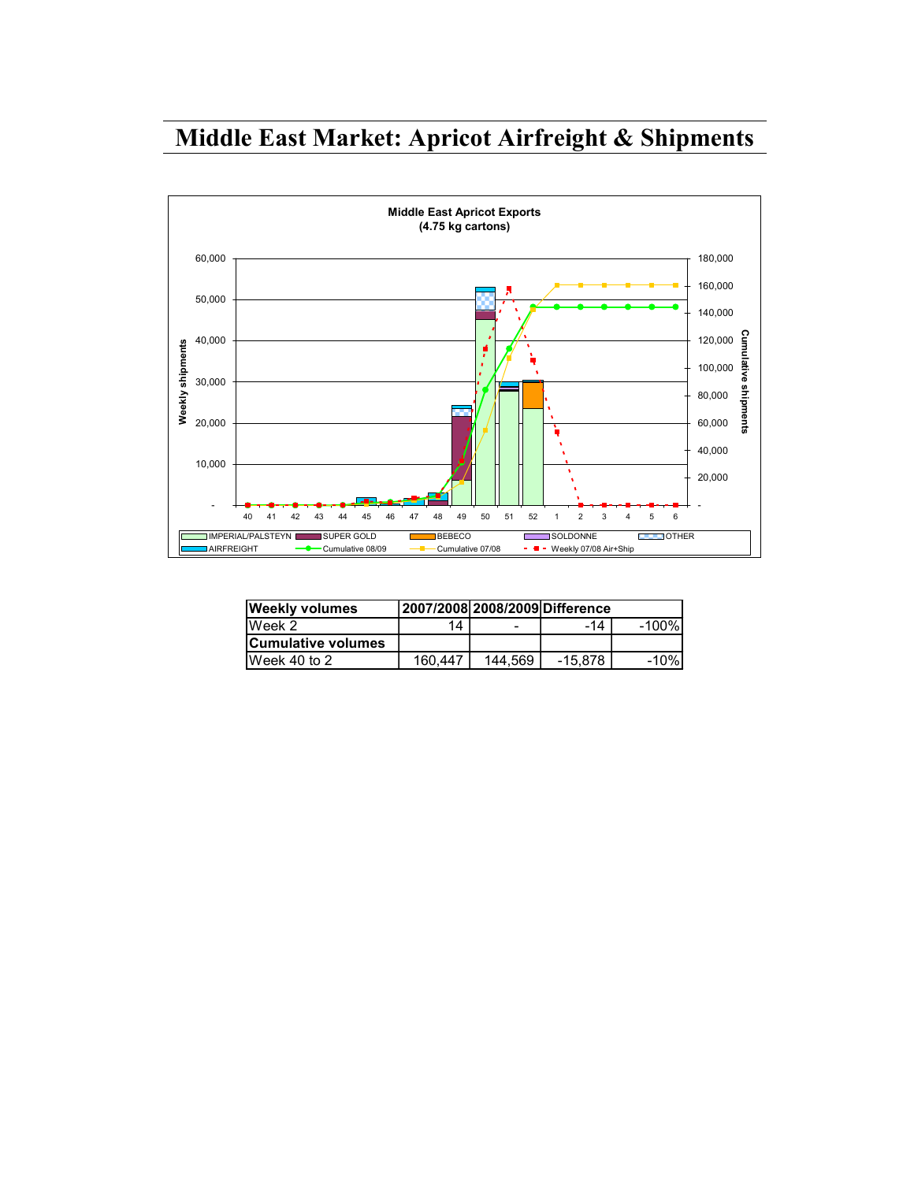# Middle East Market: Apricot Airfreight & Shipments

Middle East Apricot Exports
(4.75 kg cartons)

Weekly shipments

Cumulative shipments

60,000
50,000
40,000
30,000
20,000
10,000
-

180,000
160,000
140,000
120,000
100,000
80,000
60,000
40,000
20,000
-

40 41 42 43 44 45 46 47 48 49 50 51 52 1 2 3 4 5 6

IMPERIAL/PALSTEYN
SUPER GOLD
BEBECO
SOLDONNE
OTHER
AIRFREIGHT
Cumulative 08/09
Cumulative 07/08
Weekly 07/08 Air+Ship

| Weekly volumes | 2007/2008 | 2008/2009 | Difference | |
|---|---|---|---|---|
| Week 2 | 14 | - | -14 | -100% |
| **Cumulative volumes** | | | | |
| Week 40 to 2 | 160,447 | 144,569 | -15,878 | -10% |